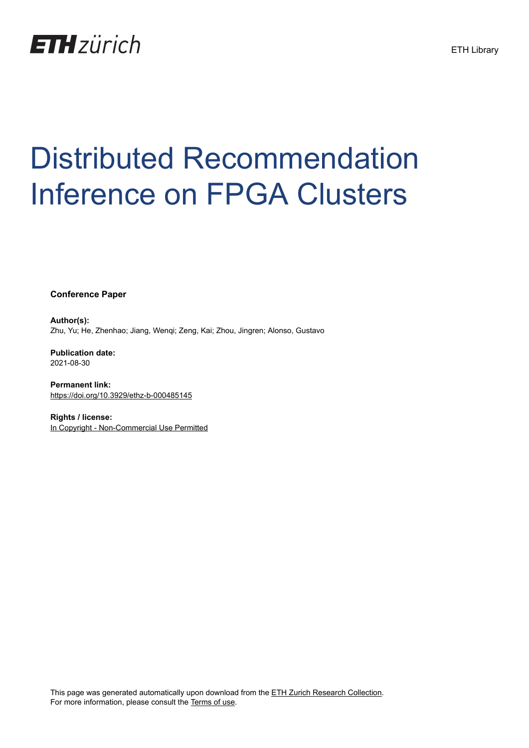ETH zürich

ETH Library

# Distributed Recommendation Inference on FPGA Clusters

**Conference Paper**

**Author(s):**
Zhu, Yu; He, Zhenhao; Jiang, Wenqi; Zeng, Kai; Zhou, Jingren; Alonso, Gustavo

**Publication date:**
2021-08-30

**Permanent link:**
https://doi.org/10.3929/ethz-b-000485145

**Rights / license:**
In Copyright - Non-Commercial Use Permitted

This page was generated automatically upon download from the ETH Zurich Research Collection.
For more information, please consult the Terms of use.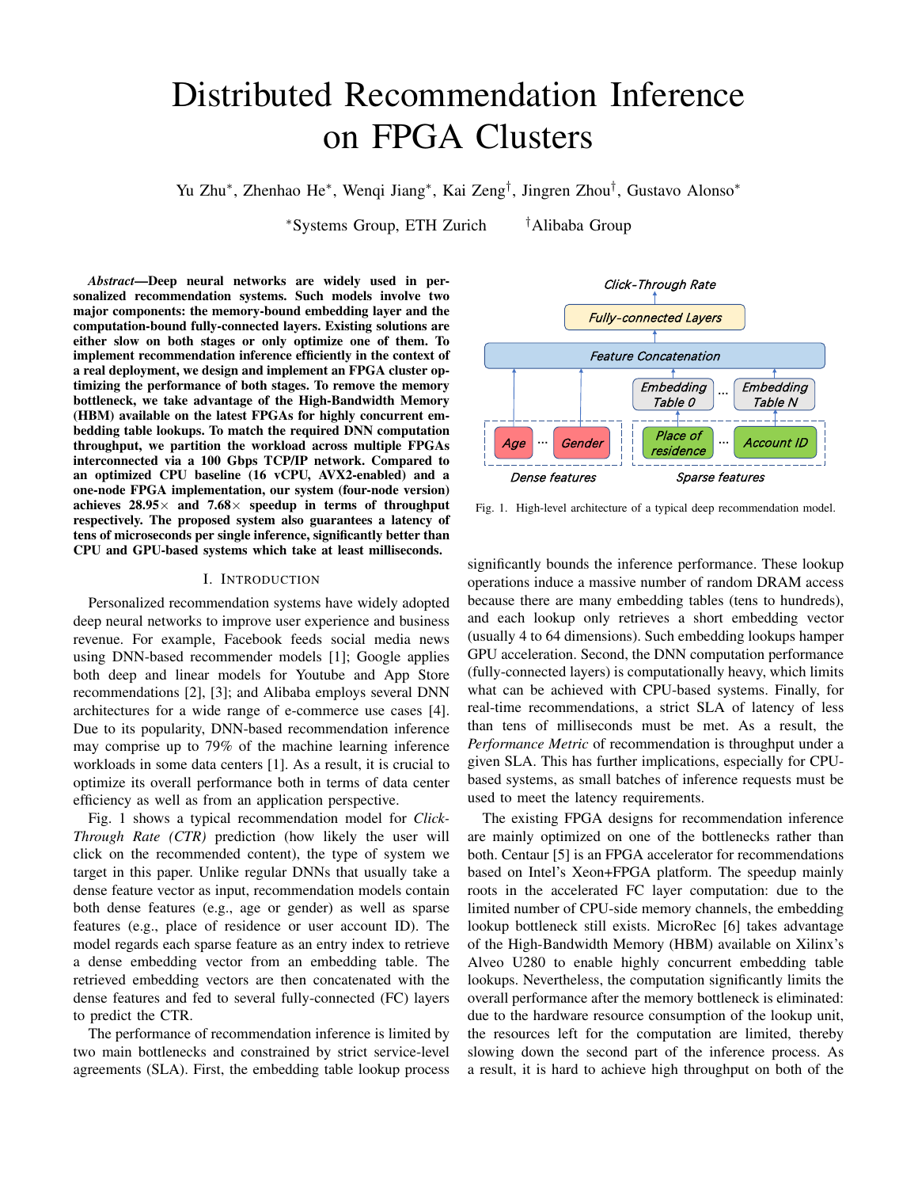# Distributed Recommendation Inference on FPGA Clusters

Yu Zhu*, Zhenhao He*, Wenqi Jiang*, Kai Zeng†, Jingren Zhou†, Gustavo Alonso*

*Systems Group, ETH Zurich  †Alibaba Group

***Abstract*—Deep neural networks are widely used in personalized recommendation systems. Such models involve two major components: the memory-bound embedding layer and the computation-bound fully-connected layers. Existing solutions are either slow on both stages or only optimize one of them. To implement recommendation inference efficiently in the context of a real deployment, we design and implement an FPGA cluster optimizing the performance of both stages. To remove the memory bottleneck, we take advantage of the High-Bandwidth Memory (HBM) available on the latest FPGAs for highly concurrent embedding table lookups. To match the required DNN computation throughput, we partition the workload across multiple FPGAs interconnected via a 100 Gbps TCP/IP network. Compared to an optimized CPU baseline (16 vCPU, AVX2-enabled) and a one-node FPGA implementation, our system (four-node version) achieves 28.95× and 7.68× speedup in terms of throughput respectively. The proposed system also guarantees a latency of tens of microseconds per single inference, significantly better than CPU and GPU-based systems which take at least milliseconds.**

## I. Introduction

Personalized recommendation systems have widely adopted deep neural networks to improve user experience and business revenue. For example, Facebook feeds social media news using DNN-based recommender models [1]; Google applies both deep and linear models for Youtube and App Store recommendations [2], [3]; and Alibaba employs several DNN architectures for a wide range of e-commerce use cases [4]. Due to its popularity, DNN-based recommendation inference may comprise up to 79% of the machine learning inference workloads in some data centers [1]. As a result, it is crucial to optimize its overall performance both in terms of data center efficiency as well as from an application perspective.

Fig. 1 shows a typical recommendation model for *Click-Through Rate (CTR)* prediction (how likely the user will click on the recommended content), the type of system we target in this paper. Unlike regular DNNs that usually take a dense feature vector as input, recommendation models contain both dense features (e.g., age or gender) as well as sparse features (e.g., place of residence or user account ID). The model regards each sparse feature as an entry index to retrieve a dense embedding vector from an embedding table. The retrieved embedding vectors are then concatenated with the dense features and fed to several fully-connected (FC) layers to predict the CTR.

The performance of recommendation inference is limited by two main bottlenecks and constrained by strict service-level agreements (SLA). First, the embedding table lookup process significantly bounds the inference performance. These lookup operations induce a massive number of random DRAM access because there are many embedding tables (tens to hundreds), and each lookup only retrieves a short embedding vector (usually 4 to 64 dimensions). Such embedding lookups hamper GPU acceleration. Second, the DNN computation performance (fully-connected layers) is computationally heavy, which limits what can be achieved with CPU-based systems. Finally, for real-time recommendations, a strict SLA of latency of less than tens of milliseconds must be met. As a result, the *Performance Metric* of recommendation is throughput under a given SLA. This has further implications, especially for CPU-based systems, as small batches of inference requests must be used to meet the latency requirements.

Click-Through Rate
Fully-connected Layers
Feature Concatenation
Embedding Table 0 ... Embedding Table N
Age ... Gender | Place of residence ... Account ID
Dense features | Sparse features

Fig. 1. High-level architecture of a typical deep recommendation model.

The existing FPGA designs for recommendation inference are mainly optimized on one of the bottlenecks rather than both. Centaur [5] is an FPGA accelerator for recommendations based on Intel's Xeon+FPGA platform. The speedup mainly roots in the accelerated FC layer computation: due to the limited number of CPU-side memory channels, the embedding lookup bottleneck still exists. MicroRec [6] takes advantage of the High-Bandwidth Memory (HBM) available on Xilinx's Alveo U280 to enable highly concurrent embedding table lookups. Nevertheless, the computation significantly limits the overall performance after the memory bottleneck is eliminated: due to the hardware resource consumption of the lookup unit, the resources left for the computation are limited, thereby slowing down the second part of the inference process. As a result, it is hard to achieve high throughput on both of the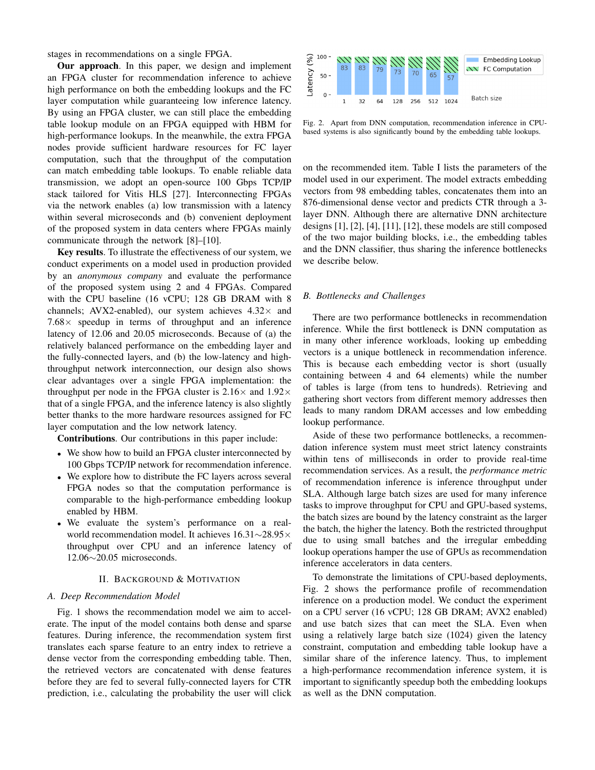stages in recommendations on a single FPGA.

**Our approach**. In this paper, we design and implement an FPGA cluster for recommendation inference to achieve high performance on both the embedding lookups and the FC layer computation while guaranteeing low inference latency. By using an FPGA cluster, we can still place the embedding table lookup module on an FPGA equipped with HBM for high-performance lookups. In the meanwhile, the extra FPGA nodes provide sufficient hardware resources for FC layer computation, such that the throughput of the computation can match embedding table lookups. To enable reliable data transmission, we adopt an open-source 100 Gbps TCP/IP stack tailored for Vitis HLS [27]. Interconnecting FPGAs via the network enables (a) low transmission with a latency within several microseconds and (b) convenient deployment of the proposed system in data centers where FPGAs mainly communicate through the network [8]–[10].

**Key results**. To illustrate the effectiveness of our system, we conduct experiments on a model used in production provided by an *anonymous company* and evaluate the performance of the proposed system using 2 and 4 FPGAs. Compared with the CPU baseline (16 vCPU; 128 GB DRAM with 8 channels; AVX2-enabled), our system achieves 4.32× and 7.68× speedup in terms of throughput and an inference latency of 12.06 and 20.05 microseconds. Because of (a) the relatively balanced performance on the embedding layer and the fully-connected layers, and (b) the low-latency and high-throughput network interconnection, our design also shows clear advantages over a single FPGA implementation: the throughput per node in the FPGA cluster is 2.16× and 1.92× that of a single FPGA, and the inference latency is also slightly better thanks to the more hardware resources assigned for FC layer computation and the low network latency.

**Contributions**. Our contributions in this paper include:

- We show how to build an FPGA cluster interconnected by 100 Gbps TCP/IP network for recommendation inference.
- We explore how to distribute the FC layers across several FPGA nodes so that the computation performance is comparable to the high-performance embedding lookup enabled by HBM.
- We evaluate the system's performance on a real-world recommendation model. It achieves 16.31∼28.95× throughput over CPU and an inference latency of 12.06∼20.05 microseconds.

## II. Background & Motivation

### A. Deep Recommendation Model

Fig. 1 shows the recommendation model we aim to accelerate. The input of the model contains both dense and sparse features. During inference, the recommendation system first translates each sparse feature to an entry index to retrieve a dense vector from the corresponding embedding table. Then, the retrieved vectors are concatenated with dense features before they are fed to several fully-connected layers for CTR prediction, i.e., calculating the probability the user will click on the recommended item. Table I lists the parameters of the model used in our experiment. The model extracts embedding vectors from 98 embedding tables, concatenates them into an 876-dimensional dense vector and predicts CTR through a 3-layer DNN. Although there are alternative DNN architecture designs [1], [2], [4], [11], [12], these models are still composed of the two major building blocks, i.e., the embedding tables and the DNN classifier, thus sharing the inference bottlenecks we describe below.

Fig. 2. Apart from DNN computation, recommendation inference in CPU-based systems is also significantly bound by the embedding table lookups.

### B. Bottlenecks and Challenges

There are two performance bottlenecks in recommendation inference. While the first bottleneck is DNN computation as in many other inference workloads, looking up embedding vectors is a unique bottleneck in recommendation inference. This is because each embedding vector is short (usually containing between 4 and 64 elements) while the number of tables is large (from tens to hundreds). Retrieving and gathering short vectors from different memory addresses then leads to many random DRAM accesses and low embedding lookup performance.

Aside of these two performance bottlenecks, a recommendation inference system must meet strict latency constraints within tens of milliseconds in order to provide real-time recommendation services. As a result, the *performance metric* of recommendation inference is inference throughput under SLA. Although large batch sizes are used for many inference tasks to improve throughput for CPU and GPU-based systems, the batch sizes are bound by the latency constraint as the larger the batch, the higher the latency. Both the restricted throughput due to using small batches and the irregular embedding lookup operations hamper the use of GPUs as recommendation inference accelerators in data centers.

To demonstrate the limitations of CPU-based deployments, Fig. 2 shows the performance profile of recommendation inference on a production model. We conduct the experiment on a CPU server (16 vCPU; 128 GB DRAM; AVX2 enabled) and use batch sizes that can meet the SLA. Even when using a relatively large batch size (1024) given the latency constraint, computation and embedding table lookup have a similar share of the inference latency. Thus, to implement a high-performance recommendation inference system, it is important to significantly speedup both the embedding lookups as well as the DNN computation.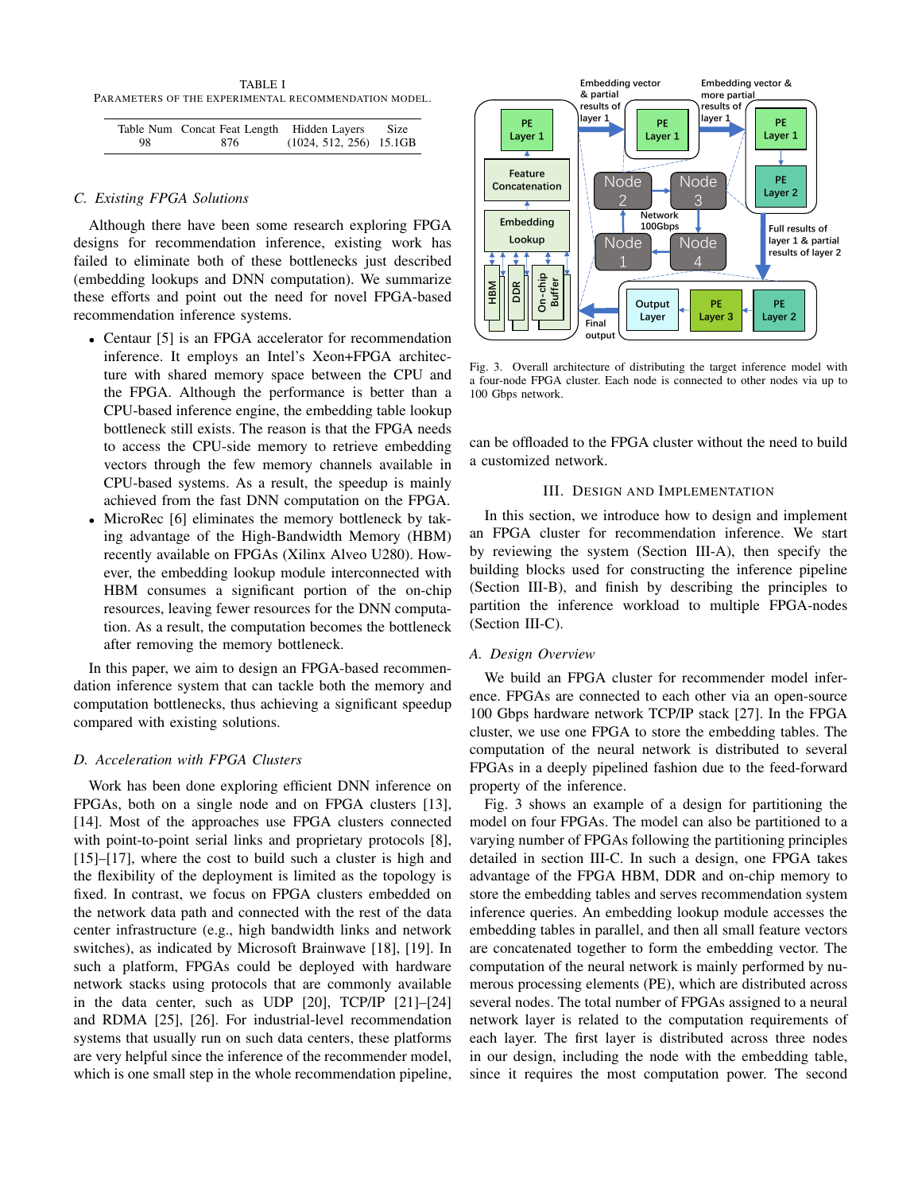TABLE I
PARAMETERS OF THE EXPERIMENTAL RECOMMENDATION MODEL.

| Table Num | Concat Feat Length | Hidden Layers | Size |
|---|---|---|---|
| 98 | 876 | (1024, 512, 256) | 15.1GB |

### C. Existing FPGA Solutions

Although there have been some research exploring FPGA designs for recommendation inference, existing work has failed to eliminate both of these bottlenecks just described (embedding lookups and DNN computation). We summarize these efforts and point out the need for novel FPGA-based recommendation inference systems.

- Centaur [5] is an FPGA accelerator for recommendation inference. It employs an Intel's Xeon+FPGA architecture with shared memory space between the CPU and the FPGA. Although the performance is better than a CPU-based inference engine, the embedding table lookup bottleneck still exists. The reason is that the FPGA needs to access the CPU-side memory to retrieve embedding vectors through the few memory channels available in CPU-based systems. As a result, the speedup is mainly achieved from the fast DNN computation on the FPGA.
- MicroRec [6] eliminates the memory bottleneck by taking advantage of the High-Bandwidth Memory (HBM) recently available on FPGAs (Xilinx Alveo U280). However, the embedding lookup module interconnected with HBM consumes a significant portion of the on-chip resources, leaving fewer resources for the DNN computation. As a result, the computation becomes the bottleneck after removing the memory bottleneck.

In this paper, we aim to design an FPGA-based recommendation inference system that can tackle both the memory and computation bottlenecks, thus achieving a significant speedup compared with existing solutions.

### D. Acceleration with FPGA Clusters

Work has been done exploring efficient DNN inference on FPGAs, both on a single node and on FPGA clusters [13], [14]. Most of the approaches use FPGA clusters connected with point-to-point serial links and proprietary protocols [8], [15]–[17], where the cost to build such a cluster is high and the flexibility of the deployment is limited as the topology is fixed. In contrast, we focus on FPGA clusters embedded on the network data path and connected with the rest of the data center infrastructure (e.g., high bandwidth links and network switches), as indicated by Microsoft Brainwave [18], [19]. In such a platform, FPGAs could be deployed with hardware network stacks using protocols that are commonly available in the data center, such as UDP [20], TCP/IP [21]–[24] and RDMA [25], [26]. For industrial-level recommendation systems that usually run on such data centers, these platforms are very helpful since the inference of the recommender model, which is one small step in the whole recommendation pipeline, can be offloaded to the FPGA cluster without the need to build a customized network.

Fig. 3. Overall architecture of distributing the target inference model with a four-node FPGA cluster. Each node is connected to other nodes via up to 100 Gbps network.

## III. Design and Implementation

In this section, we introduce how to design and implement an FPGA cluster for recommendation inference. We start by reviewing the system (Section III-A), then specify the building blocks used for constructing the inference pipeline (Section III-B), and finish by describing the principles to partition the inference workload to multiple FPGA-nodes (Section III-C).

### A. Design Overview

We build an FPGA cluster for recommender model inference. FPGAs are connected to each other via an open-source 100 Gbps hardware network TCP/IP stack [27]. In the FPGA cluster, we use one FPGA to store the embedding tables. The computation of the neural network is distributed to several FPGAs in a deeply pipelined fashion due to the feed-forward property of the inference.

Fig. 3 shows an example of a design for partitioning the model on four FPGAs. The model can also be partitioned to a varying number of FPGAs following the partitioning principles detailed in section III-C. In such a design, one FPGA takes advantage of the FPGA HBM, DDR and on-chip memory to store the embedding tables and serves recommendation system inference queries. An embedding lookup module accesses the embedding tables in parallel, and then all small feature vectors are concatenated together to form the embedding vector. The computation of the neural network is mainly performed by numerous processing elements (PE), which are distributed across several nodes. The total number of FPGAs assigned to a neural network layer is related to the computation requirements of each layer. The first layer is distributed across three nodes in our design, including the node with the embedding table, since it requires the most computation power. The second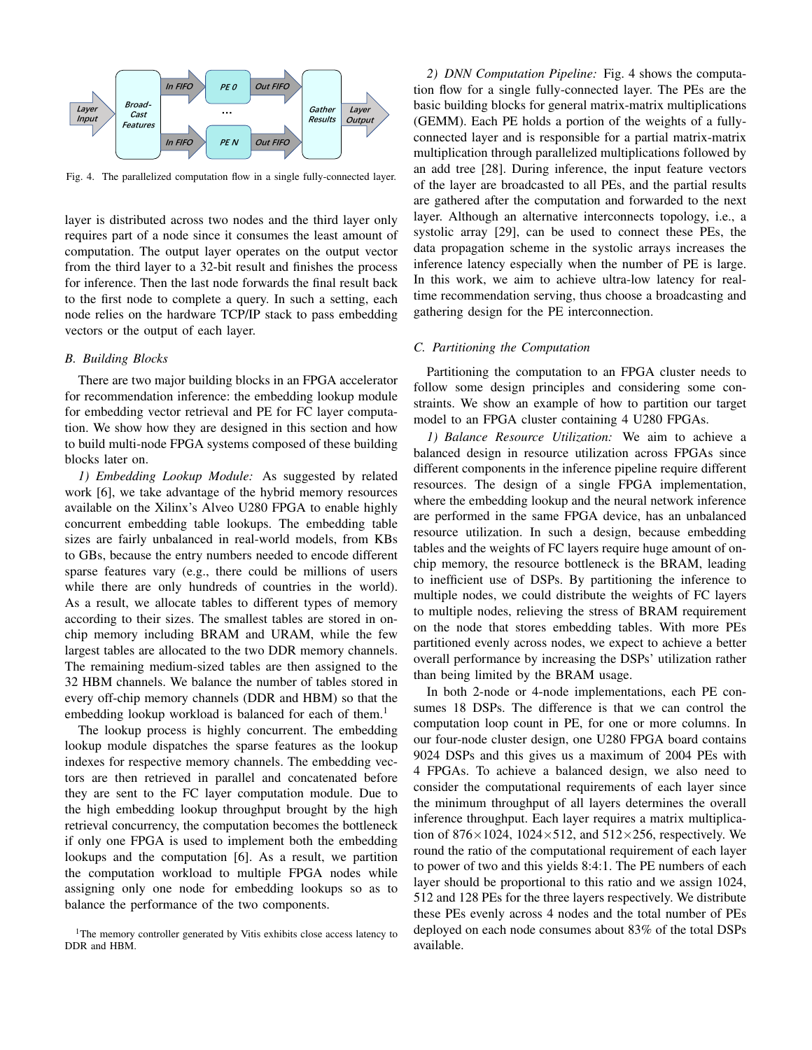Fig. 4. The parallelized computation flow in a single fully-connected layer.

layer is distributed across two nodes and the third layer only requires part of a node since it consumes the least amount of computation. The output layer operates on the output vector from the third layer to a 32-bit result and finishes the process for inference. Then the last node forwards the final result back to the first node to complete a query. In such a setting, each node relies on the hardware TCP/IP stack to pass embedding vectors or the output of each layer.

### B. Building Blocks

There are two major building blocks in an FPGA accelerator for recommendation inference: the embedding lookup module for embedding vector retrieval and PE for FC layer computation. We show how they are designed in this section and how to build multi-node FPGA systems composed of these building blocks later on.

*1) Embedding Lookup Module:* As suggested by related work [6], we take advantage of the hybrid memory resources available on the Xilinx's Alveo U280 FPGA to enable highly concurrent embedding table lookups. The embedding table sizes are fairly unbalanced in real-world models, from KBs to GBs, because the entry numbers needed to encode different sparse features vary (e.g., there could be millions of users while there are only hundreds of countries in the world). As a result, we allocate tables to different types of memory according to their sizes. The smallest tables are stored in on-chip memory including BRAM and URAM, while the few largest tables are allocated to the two DDR memory channels. The remaining medium-sized tables are then assigned to the 32 HBM channels. We balance the number of tables stored in every off-chip memory channels (DDR and HBM) so that the embedding lookup workload is balanced for each of them.[1]

The lookup process is highly concurrent. The embedding lookup module dispatches the sparse features as the lookup indexes for respective memory channels. The embedding vectors are then retrieved in parallel and concatenated before they are sent to the FC layer computation module. Due to the high embedding lookup throughput brought by the high retrieval concurrency, the computation becomes the bottleneck if only one FPGA is used to implement both the embedding lookups and the computation [6]. As a result, we partition the computation workload to multiple FPGA nodes while assigning only one node for embedding lookups so as to balance the performance of the two components.

[1] The memory controller generated by Vitis exhibits close access latency to DDR and HBM.

*2) DNN Computation Pipeline:* Fig. 4 shows the computation flow for a single fully-connected layer. The PEs are the basic building blocks for general matrix-matrix multiplications (GEMM). Each PE holds a portion of the weights of a fully-connected layer and is responsible for a partial matrix-matrix multiplication through parallelized multiplications followed by an add tree [28]. During inference, the input feature vectors of the layer are broadcasted to all PEs, and the partial results are gathered after the computation and forwarded to the next layer. Although an alternative interconnects topology, i.e., a systolic array [29], can be used to connect these PEs, the data propagation scheme in the systolic arrays increases the inference latency especially when the number of PE is large. In this work, we aim to achieve ultra-low latency for real-time recommendation serving, thus choose a broadcasting and gathering design for the PE interconnection.

### C. Partitioning the Computation

Partitioning the computation to an FPGA cluster needs to follow some design principles and considering some constraints. We show an example of how to partition our target model to an FPGA cluster containing 4 U280 FPGAs.

*1) Balance Resource Utilization:* We aim to achieve a balanced design in resource utilization across FPGAs since different components in the inference pipeline require different resources. The design of a single FPGA implementation, where the embedding lookup and the neural network inference are performed in the same FPGA device, has an unbalanced resource utilization. In such a design, because embedding tables and the weights of FC layers require huge amount of on-chip memory, the resource bottleneck is the BRAM, leading to inefficient use of DSPs. By partitioning the inference to multiple nodes, we could distribute the weights of FC layers to multiple nodes, relieving the stress of BRAM requirement on the node that stores embedding tables. With more PEs partitioned evenly across nodes, we expect to achieve a better overall performance by increasing the DSPs' utilization rather than being limited by the BRAM usage.

In both 2-node or 4-node implementations, each PE consumes 18 DSPs. The difference is that we can control the computation loop count in PE, for one or more columns. In our four-node cluster design, one U280 FPGA board contains 9024 DSPs and this gives us a maximum of 2004 PEs with 4 FPGAs. To achieve a balanced design, we also need to consider the computational requirements of each layer since the minimum throughput of all layers determines the overall inference throughput. Each layer requires a matrix multiplication of $876 \times 1024$, $1024 \times 512$, and $512 \times 256$, respectively. We round the ratio of the computational requirement of each layer to power of two and this yields 8:4:1. The PE numbers of each layer should be proportional to this ratio and we assign 1024, 512 and 128 PEs for the three layers respectively. We distribute these PEs evenly across 4 nodes and the total number of PEs deployed on each node consumes about 83% of the total DSPs available.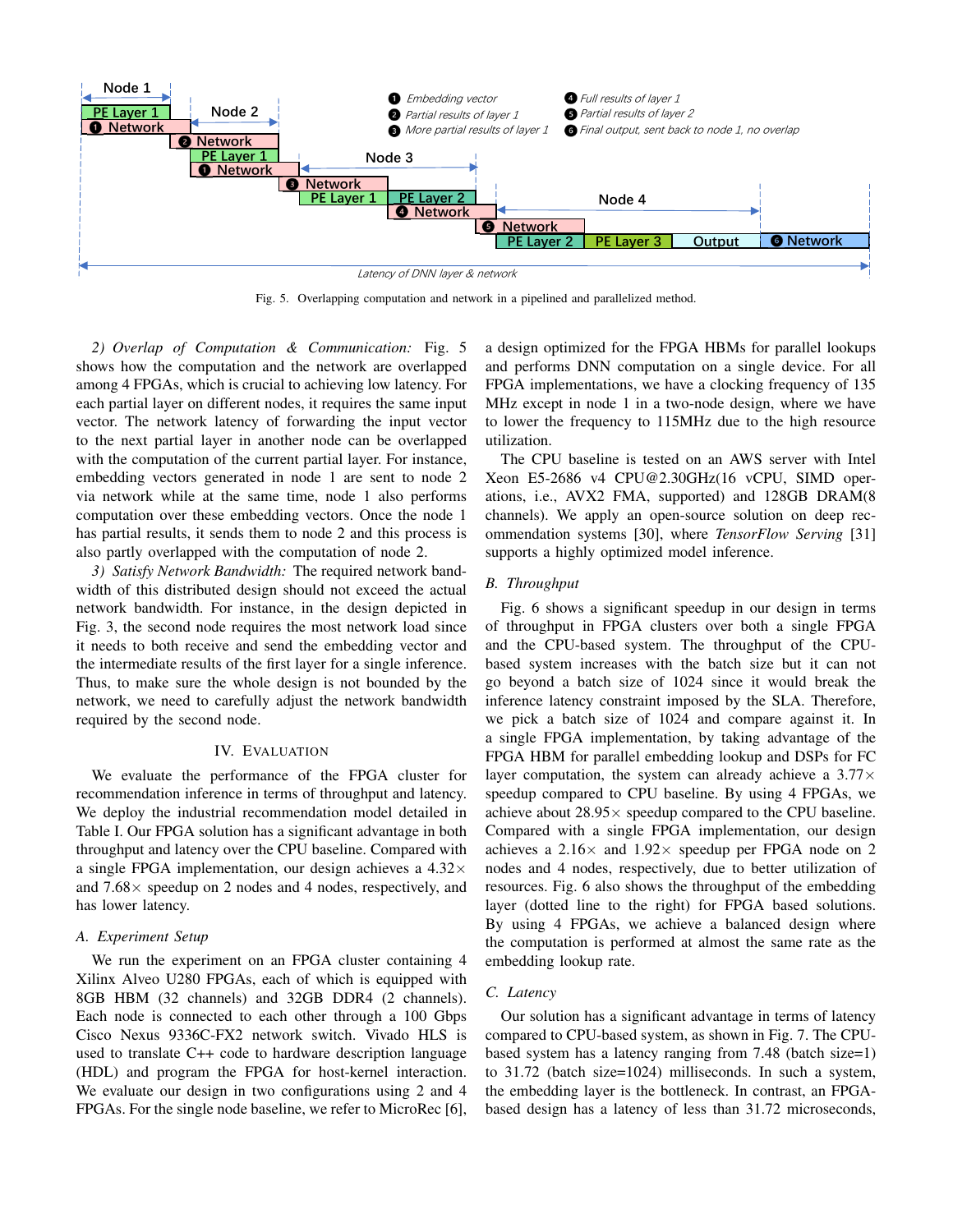Fig. 5. Overlapping computation and network in a pipelined and parallelized method.

*2) Overlap of Computation & Communication:* Fig. 5 shows how the computation and the network are overlapped among 4 FPGAs, which is crucial to achieving low latency. For each partial layer on different nodes, it requires the same input vector. The network latency of forwarding the input vector to the next partial layer in another node can be overlapped with the computation of the current partial layer. For instance, embedding vectors generated in node 1 are sent to node 2 via network while at the same time, node 1 also performs computation over these embedding vectors. Once the node 1 has partial results, it sends them to node 2 and this process is also partly overlapped with the computation of node 2.

*3) Satisfy Network Bandwidth:* The required network bandwidth of this distributed design should not exceed the actual network bandwidth. For instance, in the design depicted in Fig. 3, the second node requires the most network load since it needs to both receive and send the embedding vector and the intermediate results of the first layer for a single inference. Thus, to make sure the whole design is not bounded by the network, we need to carefully adjust the network bandwidth required by the second node.

## IV. Evaluation

We evaluate the performance of the FPGA cluster for recommendation inference in terms of throughput and latency. We deploy the industrial recommendation model detailed in Table I. Our FPGA solution has a significant advantage in both throughput and latency over the CPU baseline. Compared with a single FPGA implementation, our design achieves a 4.32× and 7.68× speedup on 2 nodes and 4 nodes, respectively, and has lower latency.

### A. Experiment Setup

We run the experiment on an FPGA cluster containing 4 Xilinx Alveo U280 FPGAs, each of which is equipped with 8GB HBM (32 channels) and 32GB DDR4 (2 channels). Each node is connected to each other through a 100 Gbps Cisco Nexus 9336C-FX2 network switch. Vivado HLS is used to translate C++ code to hardware description language (HDL) and program the FPGA for host-kernel interaction. We evaluate our design in two configurations using 2 and 4 FPGAs. For the single node baseline, we refer to MicroRec [6], a design optimized for the FPGA HBMs for parallel lookups and performs DNN computation on a single device. For all FPGA implementations, we have a clocking frequency of 135 MHz except in node 1 in a two-node design, where we have to lower the frequency to 115MHz due to the high resource utilization.

The CPU baseline is tested on an AWS server with Intel Xeon E5-2686 v4 CPU@2.30GHz(16 vCPU, SIMD operations, i.e., AVX2 FMA, supported) and 128GB DRAM(8 channels). We apply an open-source solution on deep recommendation systems [30], where *TensorFlow Serving* [31] supports a highly optimized model inference.

### B. Throughput

Fig. 6 shows a significant speedup in our design in terms of throughput in FPGA clusters over both a single FPGA and the CPU-based system. The throughput of the CPU-based system increases with the batch size but it can not go beyond a batch size of 1024 since it would break the inference latency constraint imposed by the SLA. Therefore, we pick a batch size of 1024 and compare against it. In a single FPGA implementation, by taking advantage of the FPGA HBM for parallel embedding lookup and DSPs for FC layer computation, the system can already achieve a 3.77× speedup compared to CPU baseline. By using 4 FPGAs, we achieve about 28.95× speedup compared to the CPU baseline. Compared with a single FPGA implementation, our design achieves a 2.16× and 1.92× speedup per FPGA node on 2 nodes and 4 nodes, respectively, due to better utilization of resources. Fig. 6 also shows the throughput of the embedding layer (dotted line to the right) for FPGA based solutions. By using 4 FPGAs, we achieve a balanced design where the computation is performed at almost the same rate as the embedding lookup rate.

### C. Latency

Our solution has a significant advantage in terms of latency compared to CPU-based system, as shown in Fig. 7. The CPU-based system has a latency ranging from 7.48 (batch size=1) to 31.72 (batch size=1024) milliseconds. In such a system, the embedding layer is the bottleneck. In contrast, an FPGA-based design has a latency of less than 31.72 microseconds,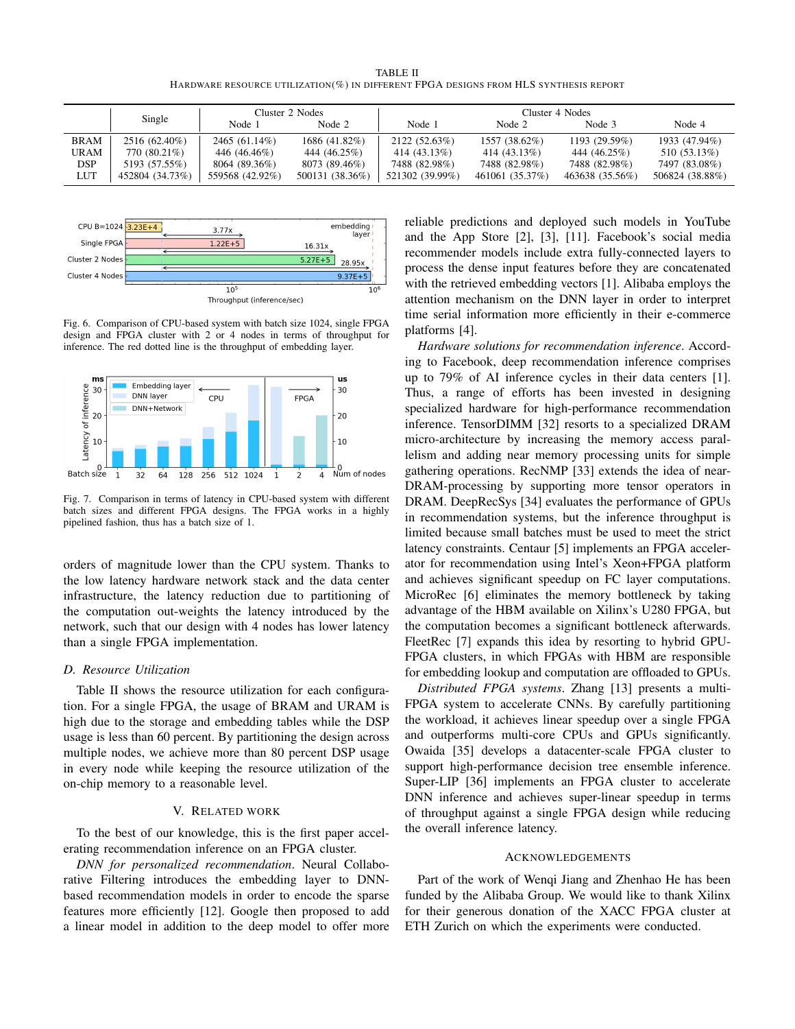TABLE II

HARDWARE RESOURCE UTILIZATION(%) IN DIFFERENT FPGA DESIGNS FROM HLS SYNTHESIS REPORT

| | Single | Cluster 2 Nodes | | Cluster 4 Nodes | | | |
|---|---|---|---|---|---|---|---|
| | | Node 1 | Node 2 | Node 1 | Node 2 | Node 3 | Node 4 |
| BRAM | 2516 (62.40%) | 2465 (61.14%) | 1686 (41.82%) | 2122 (52.63%) | 1557 (38.62%) | 1193 (29.59%) | 1933 (47.94%) |
| URAM | 770 (80.21%) | 446 (46.46%) | 444 (46.25%) | 414 (43.13%) | 414 (43.13%) | 444 (46.25%) | 510 (53.13%) |
| DSP | 5193 (57.55%) | 8064 (89.36%) | 8073 (89.46%) | 7488 (82.98%) | 7488 (82.98%) | 7488 (82.98%) | 7497 (83.08%) |
| LUT | 452804 (34.73%) | 559568 (42.92%) | 500131 (38.36%) | 521302 (39.99%) | 461061 (35.37%) | 463638 (35.56%) | 506824 (38.88%) |

Fig. 6. Comparison of CPU-based system with batch size 1024, single FPGA design and FPGA cluster with 2 or 4 nodes in terms of throughput for inference. The red dotted line is the throughput of embedding layer.

Fig. 7. Comparison in terms of latency in CPU-based system with different batch sizes and different FPGA designs. The FPGA works in a highly pipelined fashion, thus has a batch size of 1.

orders of magnitude lower than the CPU system. Thanks to the low latency hardware network stack and the data center infrastructure, the latency reduction due to partitioning of the computation out-weights the latency introduced by the network, such that our design with 4 nodes has lower latency than a single FPGA implementation.

### D. Resource Utilization

Table II shows the resource utilization for each configuration. For a single FPGA, the usage of BRAM and URAM is high due to the storage and embedding tables while the DSP usage is less than 60 percent. By partitioning the design across multiple nodes, we achieve more than 80 percent DSP usage in every node while keeping the resource utilization of the on-chip memory to a reasonable level.

## V. RELATED WORK

To the best of our knowledge, this is the first paper accelerating recommendation inference on an FPGA cluster.

*DNN for personalized recommendation*. Neural Collaborative Filtering introduces the embedding layer to DNN-based recommendation models in order to encode the sparse features more efficiently [12]. Google then proposed to add a linear model in addition to the deep model to offer more reliable predictions and deployed such models in YouTube and the App Store [2], [3], [11]. Facebook's social media recommender models include extra fully-connected layers to process the dense input features before they are concatenated with the retrieved embedding vectors [1]. Alibaba employs the attention mechanism on the DNN layer in order to interpret time serial information more efficiently in their e-commerce platforms [4].

*Hardware solutions for recommendation inference*. According to Facebook, deep recommendation inference comprises up to 79% of AI inference cycles in their data centers [1]. Thus, a range of efforts has been invested in designing specialized hardware for high-performance recommendation inference. TensorDIMM [32] resorts to a specialized DRAM micro-architecture by increasing the memory access parallelism and adding near memory processing units for simple gathering operations. RecNMP [33] extends the idea of near-DRAM-processing by supporting more tensor operators in DRAM. DeepRecSys [34] evaluates the performance of GPUs in recommendation systems, but the inference throughput is limited because small batches must be used to meet the strict latency constraints. Centaur [5] implements an FPGA accelerator for recommendation using Intel's Xeon+FPGA platform and achieves significant speedup on FC layer computations. MicroRec [6] eliminates the memory bottleneck by taking advantage of the HBM available on Xilinx's U280 FPGA, but the computation becomes a significant bottleneck afterwards. FleetRec [7] expands this idea by resorting to hybrid GPU-FPGA clusters, in which FPGAs with HBM are responsible for embedding lookup and computation are offloaded to GPUs.

*Distributed FPGA systems*. Zhang [13] presents a multi-FPGA system to accelerate CNNs. By carefully partitioning the workload, it achieves linear speedup over a single FPGA and outperforms multi-core CPUs and GPUs significantly. Owaida [35] develops a datacenter-scale FPGA cluster to support high-performance decision tree ensemble inference. Super-LIP [36] implements an FPGA cluster to accelerate DNN inference and achieves super-linear speedup in terms of throughput against a single FPGA design while reducing the overall inference latency.

## ACKNOWLEDGEMENTS

Part of the work of Wenqi Jiang and Zhenhao He has been funded by the Alibaba Group. We would like to thank Xilinx for their generous donation of the XACC FPGA cluster at ETH Zurich on which the experiments were conducted.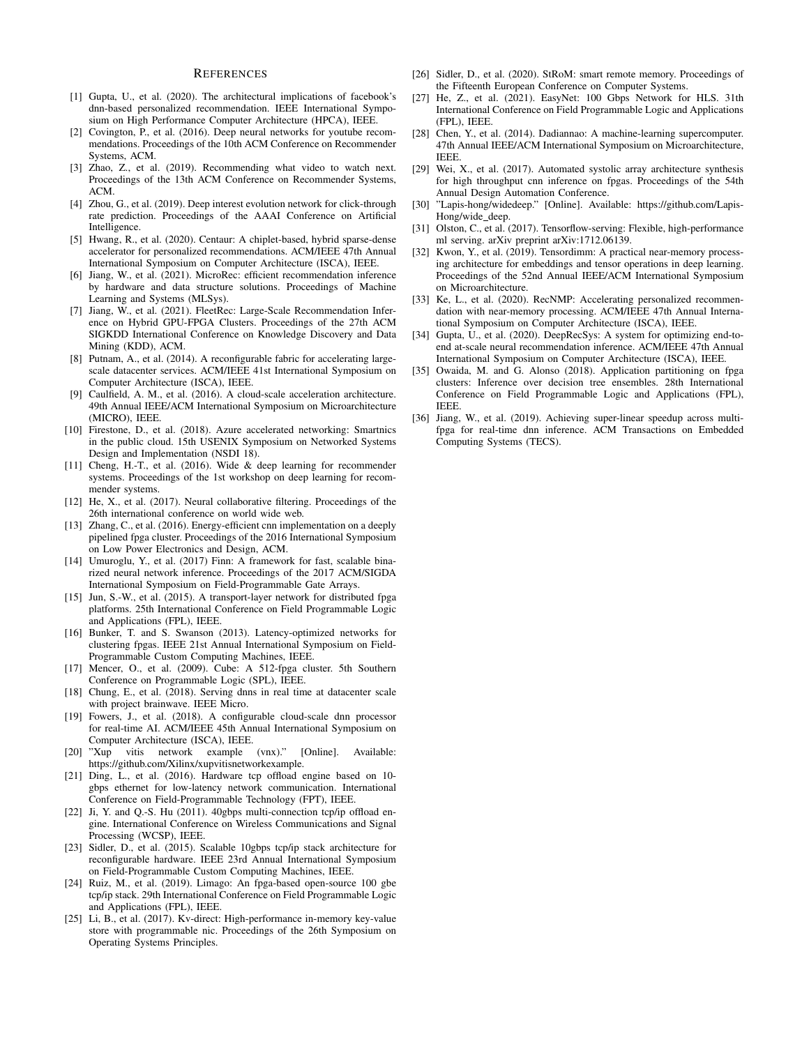## REFERENCES

[1] Gupta, U., et al. (2020). The architectural implications of facebook's dnn-based personalized recommendation. IEEE International Symposium on High Performance Computer Architecture (HPCA), IEEE.

[2] Covington, P., et al. (2016). Deep neural networks for youtube recommendations. Proceedings of the 10th ACM Conference on Recommender Systems, ACM.

[3] Zhao, Z., et al. (2019). Recommending what video to watch next. Proceedings of the 13th ACM Conference on Recommender Systems, ACM.

[4] Zhou, G., et al. (2019). Deep interest evolution network for click-through rate prediction. Proceedings of the AAAI Conference on Artificial Intelligence.

[5] Hwang, R., et al. (2020). Centaur: A chiplet-based, hybrid sparse-dense accelerator for personalized recommendations. ACM/IEEE 47th Annual International Symposium on Computer Architecture (ISCA), IEEE.

[6] Jiang, W., et al. (2021). MicroRec: efficient recommendation inference by hardware and data structure solutions. Proceedings of Machine Learning and Systems (MLSys).

[7] Jiang, W., et al. (2021). FleetRec: Large-Scale Recommendation Inference on Hybrid GPU-FPGA Clusters. Proceedings of the 27th ACM SIGKDD International Conference on Knowledge Discovery and Data Mining (KDD), ACM.

[8] Putnam, A., et al. (2014). A reconfigurable fabric for accelerating large-scale datacenter services. ACM/IEEE 41st International Symposium on Computer Architecture (ISCA), IEEE.

[9] Caulfield, A. M., et al. (2016). A cloud-scale acceleration architecture. 49th Annual IEEE/ACM International Symposium on Microarchitecture (MICRO), IEEE.

[10] Firestone, D., et al. (2018). Azure accelerated networking: Smartnics in the public cloud. 15th USENIX Symposium on Networked Systems Design and Implementation (NSDI 18).

[11] Cheng, H.-T., et al. (2016). Wide & deep learning for recommender systems. Proceedings of the 1st workshop on deep learning for recommender systems.

[12] He, X., et al. (2017). Neural collaborative filtering. Proceedings of the 26th international conference on world wide web.

[13] Zhang, C., et al. (2016). Energy-efficient cnn implementation on a deeply pipelined fpga cluster. Proceedings of the 2016 International Symposium on Low Power Electronics and Design, ACM.

[14] Umuroglu, Y., et al. (2017) Finn: A framework for fast, scalable binarized neural network inference. Proceedings of the 2017 ACM/SIGDA International Symposium on Field-Programmable Gate Arrays.

[15] Jun, S.-W., et al. (2015). A transport-layer network for distributed fpga platforms. 25th International Conference on Field Programmable Logic and Applications (FPL), IEEE.

[16] Bunker, T. and S. Swanson (2013). Latency-optimized networks for clustering fpgas. IEEE 21st Annual International Symposium on Field-Programmable Custom Computing Machines, IEEE.

[17] Mencer, O., et al. (2009). Cube: A 512-fpga cluster. 5th Southern Conference on Programmable Logic (SPL), IEEE.

[18] Chung, E., et al. (2018). Serving dnns in real time at datacenter scale with project brainwave. IEEE Micro.

[19] Fowers, J., et al. (2018). A configurable cloud-scale dnn processor for real-time AI. ACM/IEEE 45th Annual International Symposium on Computer Architecture (ISCA), IEEE.

[20] "Xup vitis network example (vnx)." [Online]. Available: https://github.com/Xilinx/xupvitisnetworkexample.

[21] Ding, L., et al. (2016). Hardware tcp offload engine based on 10-gbps ethernet for low-latency network communication. International Conference on Field-Programmable Technology (FPT), IEEE.

[22] Ji, Y. and Q.-S. Hu (2011). 40gbps multi-connection tcp/ip offload engine. International Conference on Wireless Communications and Signal Processing (WCSP), IEEE.

[23] Sidler, D., et al. (2015). Scalable 10gbps tcp/ip stack architecture for reconfigurable hardware. IEEE 23rd Annual International Symposium on Field-Programmable Custom Computing Machines, IEEE.

[24] Ruiz, M., et al. (2019). Limago: An fpga-based open-source 100 gbe tcp/ip stack. 29th International Conference on Field Programmable Logic and Applications (FPL), IEEE.

[25] Li, B., et al. (2017). Kv-direct: High-performance in-memory key-value store with programmable nic. Proceedings of the 26th Symposium on Operating Systems Principles.

[26] Sidler, D., et al. (2020). StRoM: smart remote memory. Proceedings of the Fifteenth European Conference on Computer Systems.

[27] He, Z., et al. (2021). EasyNet: 100 Gbps Network for HLS. 31th International Conference on Field Programmable Logic and Applications (FPL), IEEE.

[28] Chen, Y., et al. (2014). Dadiannao: A machine-learning supercomputer. 47th Annual IEEE/ACM International Symposium on Microarchitecture, IEEE.

[29] Wei, X., et al. (2017). Automated systolic array architecture synthesis for high throughput cnn inference on fpgas. Proceedings of the 54th Annual Design Automation Conference.

[30] "Lapis-hong/widedeep." [Online]. Available: https://github.com/Lapis-Hong/wide_deep.

[31] Olston, C., et al. (2017). Tensorflow-serving: Flexible, high-performance ml serving. arXiv preprint arXiv:1712.06139.

[32] Kwon, Y., et al. (2019). Tensordimm: A practical near-memory processing architecture for embeddings and tensor operations in deep learning. Proceedings of the 52nd Annual IEEE/ACM International Symposium on Microarchitecture.

[33] Ke, L., et al. (2020). RecNMP: Accelerating personalized recommendation with near-memory processing. ACM/IEEE 47th Annual International Symposium on Computer Architecture (ISCA), IEEE.

[34] Gupta, U., et al. (2020). DeepRecSys: A system for optimizing end-to-end at-scale neural recommendation inference. ACM/IEEE 47th Annual International Symposium on Computer Architecture (ISCA), IEEE.

[35] Owaida, M. and G. Alonso (2018). Application partitioning on fpga clusters: Inference over decision tree ensembles. 28th International Conference on Field Programmable Logic and Applications (FPL), IEEE.

[36] Jiang, W., et al. (2019). Achieving super-linear speedup across multi-fpga for real-time dnn inference. ACM Transactions on Embedded Computing Systems (TECS).